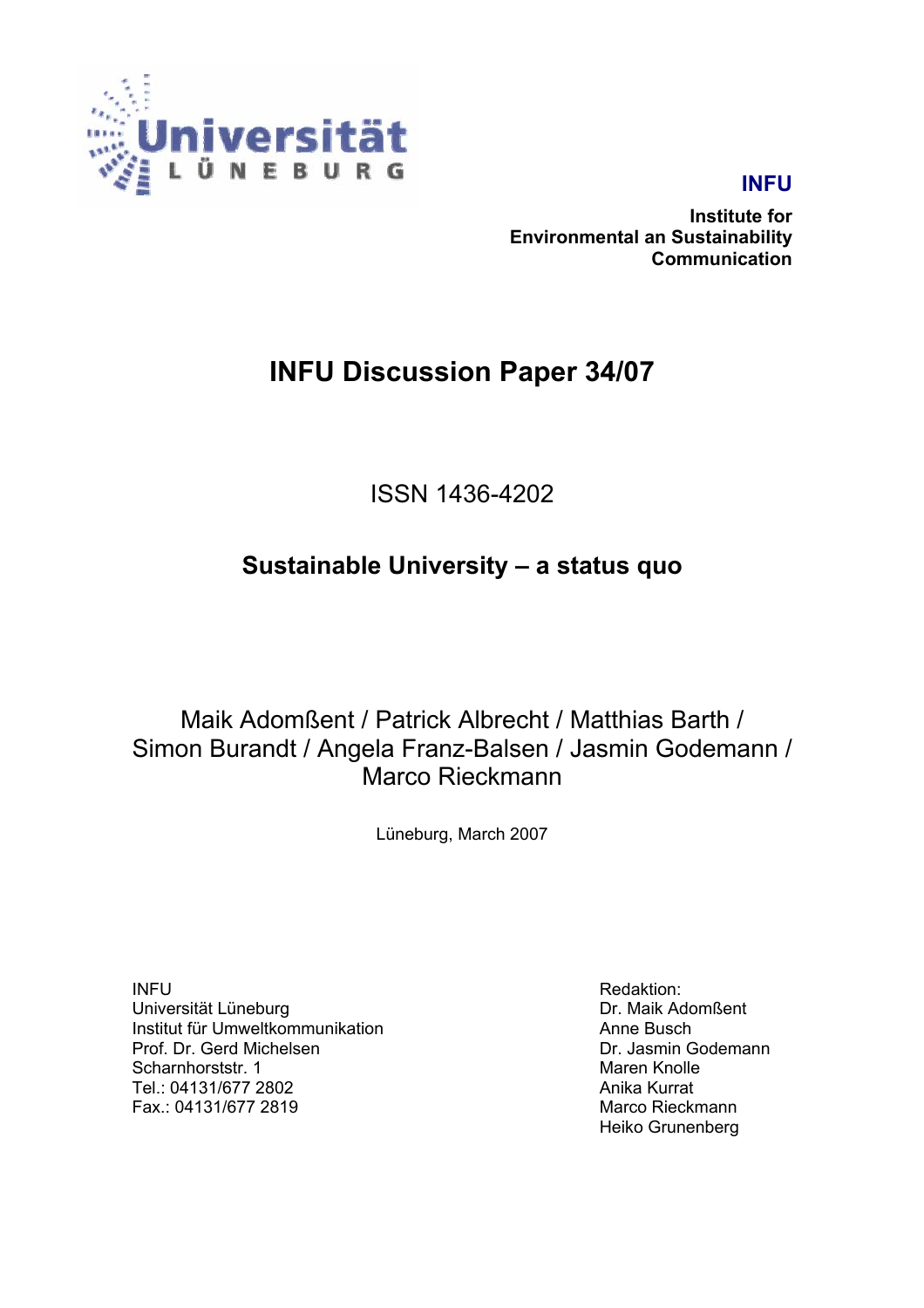Universität Lüneburg

**INFU**

**Institute for Environmental an Sustainability Communication**

# INFU Discussion Paper 34/07

ISSN 1436-4202

## Sustainable University – a status quo

Maik Adomßent / Patrick Albrecht / Matthias Barth / Simon Burandt / Angela Franz-Balsen / Jasmin Godemann / Marco Rieckmann

Lüneburg, March 2007

INFU
Universität Lüneburg
Institut für Umweltkommunikation
Prof. Dr. Gerd Michelsen
Scharnhorststr. 1
Tel.: 04131/677 2802
Fax.: 04131/677 2819

Redaktion:
Dr. Maik Adomßent
Anne Busch
Dr. Jasmin Godemann
Maren Knolle
Anika Kurrat
Marco Rieckmann
Heiko Grunenberg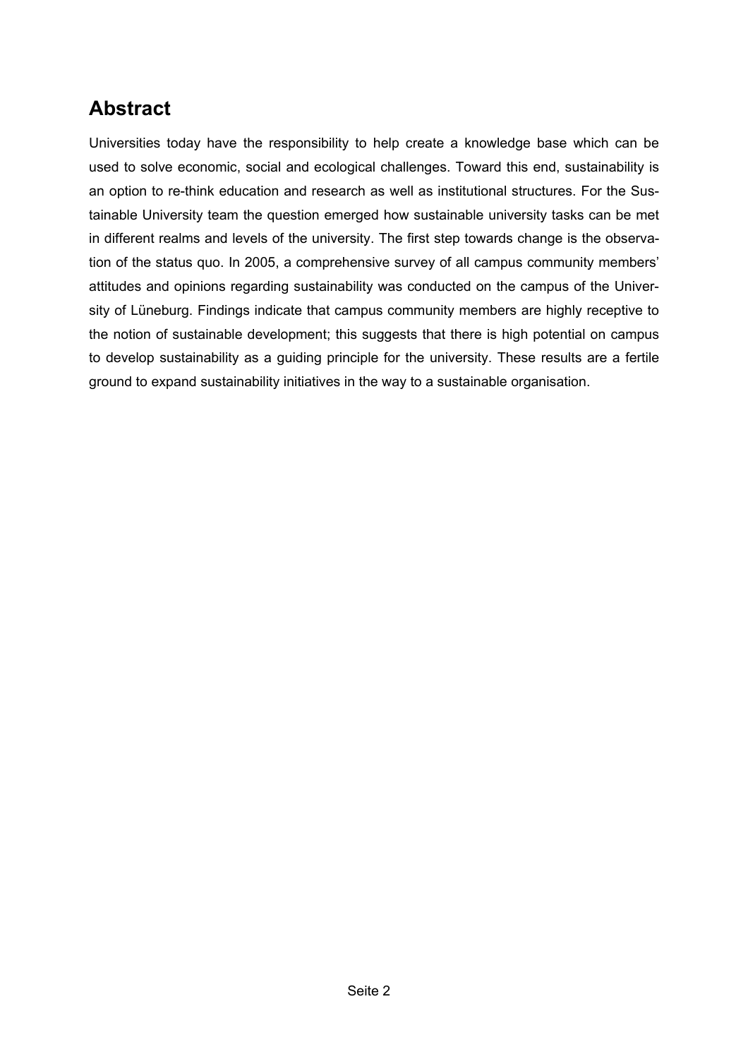## Abstract

Universities today have the responsibility to help create a knowledge base which can be used to solve economic, social and ecological challenges. Toward this end, sustainability is an option to re-think education and research as well as institutional structures. For the Sustainable University team the question emerged how sustainable university tasks can be met in different realms and levels of the university. The first step towards change is the observation of the status quo. In 2005, a comprehensive survey of all campus community members' attitudes and opinions regarding sustainability was conducted on the campus of the University of Lüneburg. Findings indicate that campus community members are highly receptive to the notion of sustainable development; this suggests that there is high potential on campus to develop sustainability as a guiding principle for the university. These results are a fertile ground to expand sustainability initiatives in the way to a sustainable organisation.